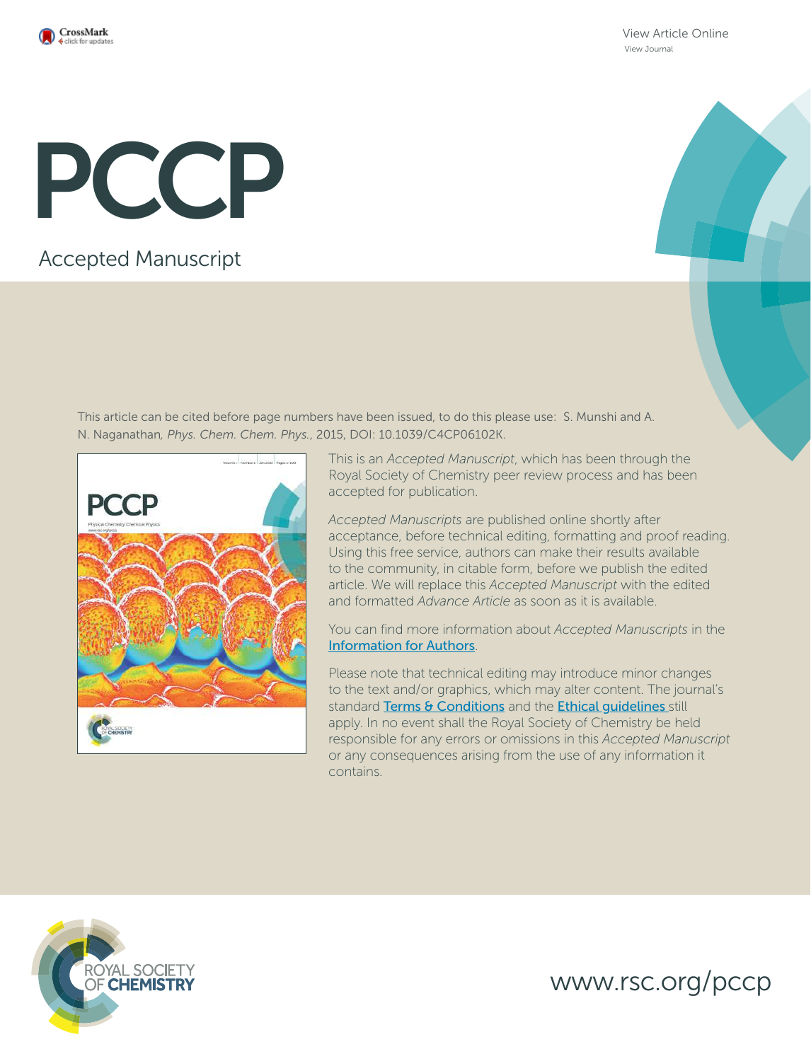View Article Online
View Journal

# PCCP

## Accepted Manuscript

This article can be cited before page numbers have been issued, to do this please use: S. Munshi and A. N. Naganathan, *Phys. Chem. Chem. Phys.*, 2015, DOI: 10.1039/C4CP06102K.

This is an *Accepted Manuscript*, which has been through the Royal Society of Chemistry peer review process and has been accepted for publication.

*Accepted Manuscripts* are published online shortly after acceptance, before technical editing, formatting and proof reading. Using this free service, authors can make their results available to the community, in citable form, before we publish the edited article. We will replace this *Accepted Manuscript* with the edited and formatted *Advance Article* as soon as it is available.

You can find more information about *Accepted Manuscripts* in the Information for Authors.

Please note that technical editing may introduce minor changes to the text and/or graphics, which may alter content. The journal's standard Terms & Conditions and the Ethical guidelines still apply. In no event shall the Royal Society of Chemistry be held responsible for any errors or omissions in this *Accepted Manuscript* or any consequences arising from the use of any information it contains.

ROYAL SOCIETY OF CHEMISTRY

www.rsc.org/pccp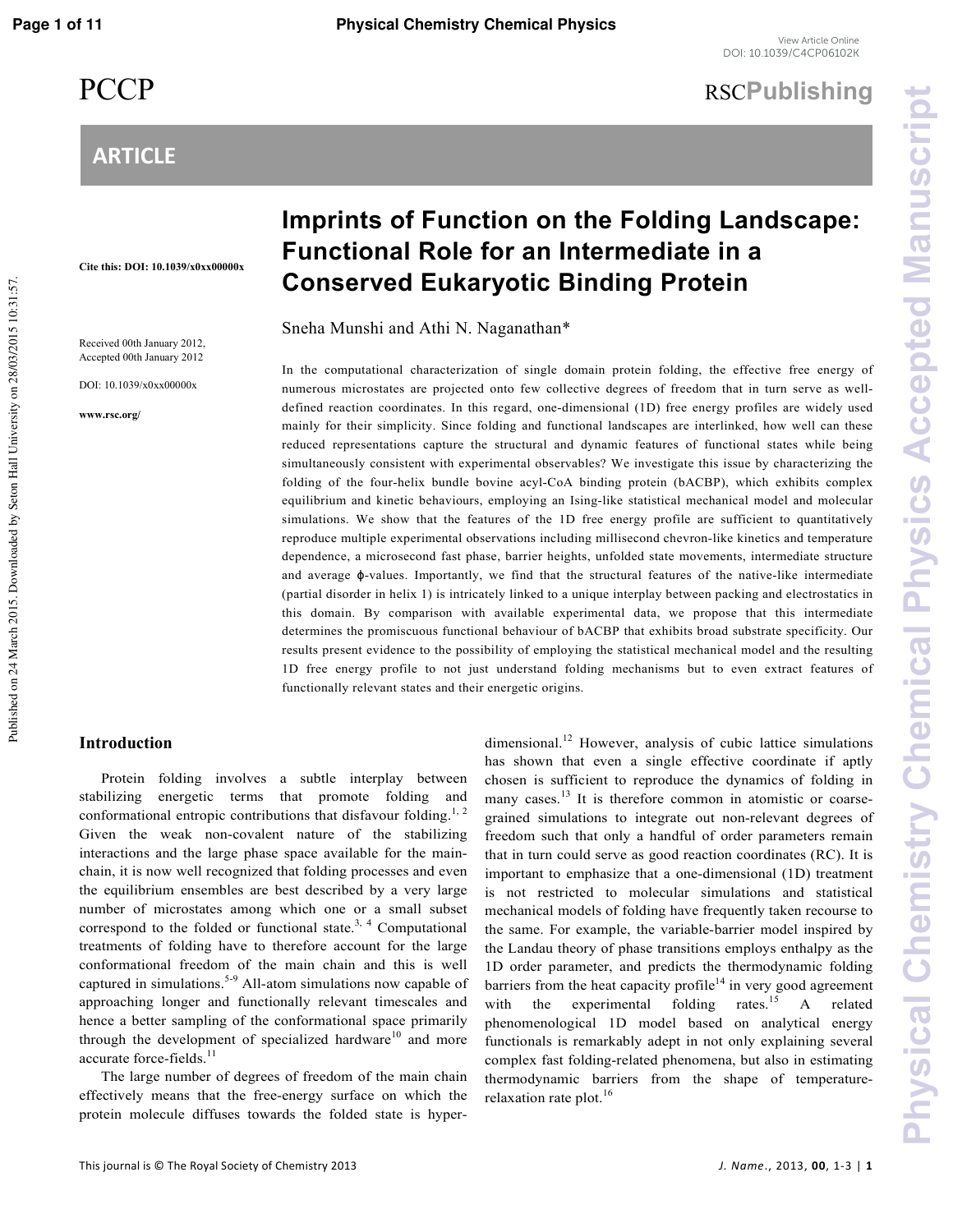# Imprints of Function on the Folding Landscape: Functional Role for an Intermediate in a Conserved Eukaryotic Binding Protein

Sneha Munshi and Athi N. Naganathan*

Cite this: DOI: 10.1039/x0xx00000x

Received 00th January 2012, Accepted 00th January 2012

DOI: 10.1039/x0xx00000x

www.rsc.org/

In the computational characterization of single domain protein folding, the effective free energy of numerous microstates are projected onto few collective degrees of freedom that in turn serve as well-defined reaction coordinates. In this regard, one-dimensional (1D) free energy profiles are widely used mainly for their simplicity. Since folding and functional landscapes are interlinked, how well can these reduced representations capture the structural and dynamic features of functional states while being simultaneously consistent with experimental observables? We investigate this issue by characterizing the folding of the four-helix bundle bovine acyl-CoA binding protein (bACBP), which exhibits complex equilibrium and kinetic behaviours, employing an Ising-like statistical mechanical model and molecular simulations. We show that the features of the 1D free energy profile are sufficient to quantitatively reproduce multiple experimental observations including millisecond chevron-like kinetics and temperature dependence, a microsecond fast phase, barrier heights, unfolded state movements, intermediate structure and average ϕ-values. Importantly, we find that the structural features of the native-like intermediate (partial disorder in helix 1) is intricately linked to a unique interplay between packing and electrostatics in this domain. By comparison with available experimental data, we propose that this intermediate determines the promiscuous functional behaviour of bACBP that exhibits broad substrate specificity. Our results present evidence to the possibility of employing the statistical mechanical model and the resulting 1D free energy profile to not just understand folding mechanisms but to even extract features of functionally relevant states and their energetic origins.

## Introduction

Protein folding involves a subtle interplay between stabilizing energetic terms that promote folding and conformational entropic contributions that disfavour folding.[1, 2] Given the weak non-covalent nature of the stabilizing interactions and the large phase space available for the main-chain, it is now well recognized that folding processes and even the equilibrium ensembles are best described by a very large number of microstates among which one or a small subset correspond to the folded or functional state.[3, 4] Computational treatments of folding have to therefore account for the large conformational freedom of the main chain and this is well captured in simulations.[5-9] All-atom simulations now capable of approaching longer and functionally relevant timescales and hence a better sampling of the conformational space primarily through the development of specialized hardware[10] and more accurate force-fields.[11]

The large number of degrees of freedom of the main chain effectively means that the free-energy surface on which the protein molecule diffuses towards the folded state is hyper-dimensional.[12] However, analysis of cubic lattice simulations has shown that even a single effective coordinate if aptly chosen is sufficient to reproduce the dynamics of folding in many cases.[13] It is therefore common in atomistic or coarse-grained simulations to integrate out non-relevant degrees of freedom such that only a handful of order parameters remain that in turn could serve as good reaction coordinates (RC). It is important to emphasize that a one-dimensional (1D) treatment is not restricted to molecular simulations and statistical mechanical models of folding have frequently taken recourse to the same. For example, the variable-barrier model inspired by the Landau theory of phase transitions employs enthalpy as the 1D order parameter, and predicts the thermodynamic folding barriers from the heat capacity profile[14] in very good agreement with the experimental folding rates.[15] A related phenomenological 1D model based on analytical energy functionals is remarkably adept in not only explaining several complex fast folding-related phenomena, but also in estimating thermodynamic barriers from the shape of temperature-relaxation rate plot.[16]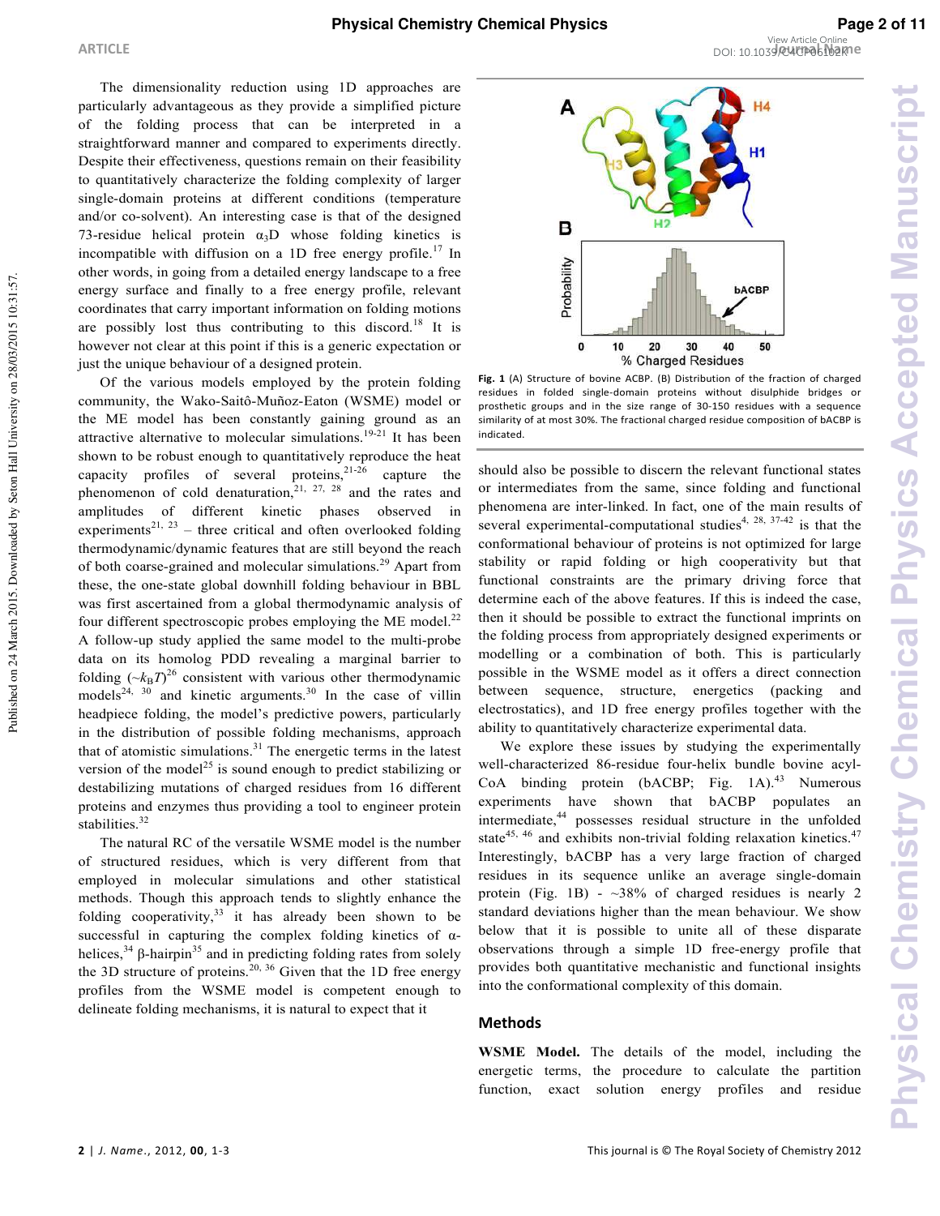The dimensionality reduction using 1D approaches are particularly advantageous as they provide a simplified picture of the folding process that can be interpreted in a straightforward manner and compared to experiments directly. Despite their effectiveness, questions remain on their feasibility to quantitatively characterize the folding complexity of larger single-domain proteins at different conditions (temperature and/or co-solvent). An interesting case is that of the designed 73-residue helical protein $\alpha_3$D whose folding kinetics is incompatible with diffusion on a 1D free energy profile.[17] In other words, in going from a detailed energy landscape to a free energy surface and finally to a free energy profile, relevant coordinates that carry important information on folding motions are possibly lost thus contributing to this discord.[18] It is however not clear at this point if this is a generic expectation or just the unique behaviour of a designed protein.

Of the various models employed by the protein folding community, the Wako-Saitô-Muñoz-Eaton (WSME) model or the ME model has been constantly gaining ground as an attractive alternative to molecular simulations.[19-21] It has been shown to be robust enough to quantitatively reproduce the heat capacity profiles of several proteins,[21-26] capture the phenomenon of cold denaturation,[21, 27, 28] and the rates and amplitudes of different kinetic phases observed in experiments[21, 23] – three critical and often overlooked folding thermodynamic/dynamic features that are still beyond the reach of both coarse-grained and molecular simulations.[29] Apart from these, the one-state global downhill folding behaviour in BBL was first ascertained from a global thermodynamic analysis of four different spectroscopic probes employing the ME model.[22] A follow-up study applied the same model to the multi-probe data on its homolog PDD revealing a marginal barrier to folding ($\sim k_BT$)[26] consistent with various other thermodynamic models[24, 30] and kinetic arguments.[30] In the case of villin headpiece folding, the model's predictive powers, particularly in the distribution of possible folding mechanisms, approach that of atomistic simulations.[31] The energetic terms in the latest version of the model[25] is sound enough to predict stabilizing or destabilizing mutations of charged residues from 16 different proteins and enzymes thus providing a tool to engineer protein stabilities.[32]

The natural RC of the versatile WSME model is the number of structured residues, which is very different from that employed in molecular simulations and other statistical methods. Though this approach tends to slightly enhance the folding cooperativity,[33] it has already been shown to be successful in capturing the complex folding kinetics of α-helices,[34] β-hairpin[35] and in predicting folding rates from solely the 3D structure of proteins.[20, 36] Given that the 1D free energy profiles from the WSME model is competent enough to delineate folding mechanisms, it is natural to expect that it should also be possible to discern the relevant functional states or intermediates from the same, since folding and functional phenomena are inter-linked. In fact, one of the main results of several experimental-computational studies[4, 28, 37-42] is that the conformational behaviour of proteins is not optimized for large stability or rapid folding or high cooperativity but that functional constraints are the primary driving force that determine each of the above features. If this is indeed the case, then it should be possible to extract the functional imprints on the folding process from appropriately designed experiments or modelling or a combination of both. This is particularly possible in the WSME model as it offers a direct connection between sequence, structure, energetics (packing and electrostatics), and 1D free energy profiles together with the ability to quantitatively characterize experimental data.

We explore these issues by studying the experimentally well-characterized 86-residue four-helix bundle bovine acyl-CoA binding protein (bACBP; Fig. 1A).[43] Numerous experiments have shown that bACBP populates an intermediate,[44] possesses residual structure in the unfolded state[45, 46] and exhibits non-trivial folding relaxation kinetics.[47] Interestingly, bACBP has a very large fraction of charged residues in its sequence unlike an average single-domain protein (Fig. 1B) - ~38% of charged residues is nearly 2 standard deviations higher than the mean behaviour. We show below that it is possible to unite all of these disparate observations through a simple 1D free-energy profile that provides both quantitative mechanistic and functional insights into the conformational complexity of this domain.

**Fig. 1** (A) Structure of bovine ACBP. (B) Distribution of the fraction of charged residues in folded single-domain proteins without disulphide bridges or prosthetic groups and in the size range of 30-150 residues with a sequence similarity of at most 30%. The fractional charged residue composition of bACBP is indicated.

## Methods

**WSME Model.** The details of the model, including the energetic terms, the procedure to calculate the partition function, exact solution energy profiles and residue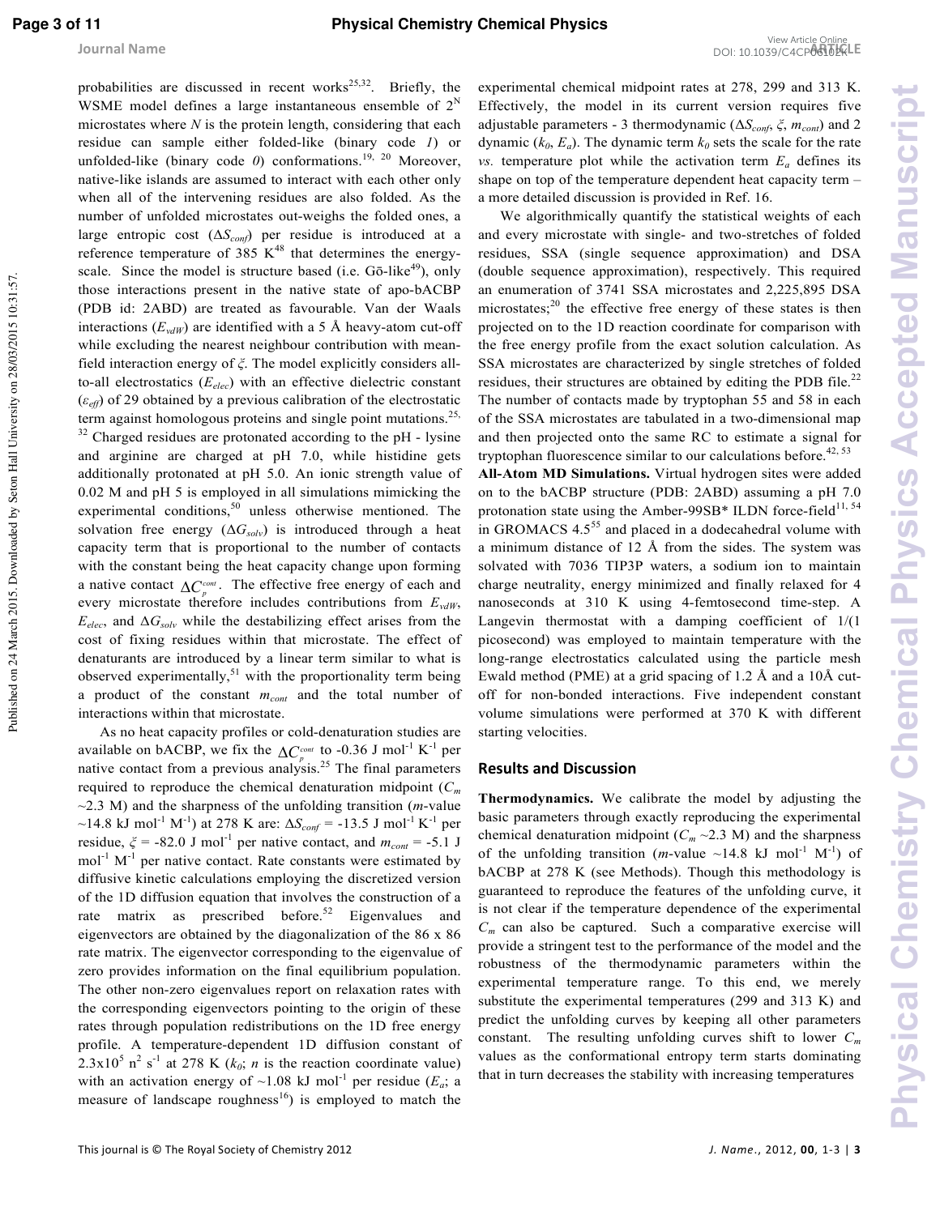probabilities are discussed in recent works[25,32]. Briefly, the WSME model defines a large instantaneous ensemble of $2^N$ microstates where $N$ is the protein length, considering that each residue can sample either folded-like (binary code *1*) or unfolded-like (binary code *0*) conformations.[19, 20] Moreover, native-like islands are assumed to interact with each other only when all of the intervening residues are also folded. As the number of unfolded microstates out-weighs the folded ones, a large entropic cost ($\Delta S_{conf}$) per residue is introduced at a reference temperature of 385 K[48] that determines the energy-scale. Since the model is structure based (i.e. Gō-like[49]), only those interactions present in the native state of apo-bACBP (PDB id: 2ABD) are treated as favourable. Van der Waals interactions ($E_{vdW}$) are identified with a 5 Å heavy-atom cut-off while excluding the nearest neighbour contribution with mean-field interaction energy of $\xi$. The model explicitly considers all-to-all electrostatics ($E_{elec}$) with an effective dielectric constant ($\varepsilon_{eff}$) of 29 obtained by a previous calibration of the electrostatic term against homologous proteins and single point mutations.[25, 32] Charged residues are protonated according to the pH - lysine and arginine are charged at pH 7.0, while histidine gets additionally protonated at pH 5.0. An ionic strength value of 0.02 M and pH 5 is employed in all simulations mimicking the experimental conditions,[50] unless otherwise mentioned. The solvation free energy ($\Delta G_{solv}$) is introduced through a heat capacity term that is proportional to the number of contacts with the constant being the heat capacity change upon forming a native contact $\Delta C_p^{cont}$. The effective free energy of each and every microstate therefore includes contributions from $E_{vdW}$, $E_{elec}$, and $\Delta G_{solv}$ while the destabilizing effect arises from the cost of fixing residues within that microstate. The effect of denaturants are introduced by a linear term similar to what is observed experimentally,[51] with the proportionality term being a product of the constant $m_{cont}$ and the total number of interactions within that microstate.

As no heat capacity profiles or cold-denaturation studies are available on bACBP, we fix the $\Delta C_p^{cont}$ to -0.36 J mol$^{-1}$ K$^{-1}$ per native contact from a previous analysis.[25] The final parameters required to reproduce the chemical denaturation midpoint ($C_m$ ~2.3 M) and the sharpness of the unfolding transition (*m*-value ~14.8 kJ mol$^{-1}$ M$^{-1}$) at 278 K are: $\Delta S_{conf}$ = -13.5 J mol$^{-1}$ K$^{-1}$ per residue, $\xi$ = -82.0 J mol$^{-1}$ per native contact, and $m_{cont}$ = -5.1 J mol$^{-1}$ M$^{-1}$ per native contact. Rate constants were estimated by diffusive kinetic calculations employing the discretized version of the 1D diffusion equation that involves the construction of a rate matrix as prescribed before.[52] Eigenvalues and eigenvectors are obtained by the diagonalization of the 86 x 86 rate matrix. The eigenvector corresponding to the eigenvalue of zero provides information on the final equilibrium population. The other non-zero eigenvalues report on relaxation rates with the corresponding eigenvectors pointing to the origin of these rates through population redistributions on the 1D free energy profile. A temperature-dependent 1D diffusion constant of $2.3\times10^5$ $n^2$ s$^{-1}$ at 278 K ($k_0$; $n$ is the reaction coordinate value) with an activation energy of ~1.08 kJ mol$^{-1}$ per residue ($E_a$; a measure of landscape roughness[16]) is employed to match the experimental chemical midpoint rates at 278, 299 and 313 K. Effectively, the model in its current version requires five adjustable parameters - 3 thermodynamic ($\Delta S_{conf}$, $\xi$, $m_{cont}$) and 2 dynamic ($k_0$, $E_a$). The dynamic term $k_0$ sets the scale for the rate *vs.* temperature plot while the activation term $E_a$ defines its shape on top of the temperature dependent heat capacity term – a more detailed discussion is provided in Ref. 16.

We algorithmically quantify the statistical weights of each and every microstate with single- and two-stretches of folded residues, SSA (single sequence approximation) and DSA (double sequence approximation), respectively. This required an enumeration of 3741 SSA microstates and 2,225,895 DSA microstates;[20] the effective free energy of these states is then projected on to the 1D reaction coordinate for comparison with the free energy profile from the exact solution calculation. As SSA microstates are characterized by single stretches of folded residues, their structures are obtained by editing the PDB file.[22] The number of contacts made by tryptophan 55 and 58 in each of the SSA microstates are tabulated in a two-dimensional map and then projected onto the same RC to estimate a signal for tryptophan fluorescence similar to our calculations before.[42, 53]

**All-Atom MD Simulations.** Virtual hydrogen sites were added on to the bACBP structure (PDB: 2ABD) assuming a pH 7.0 protonation state using the Amber-99SB* ILDN force-field[11, 54] in GROMACS 4.5[55] and placed in a dodecahedral volume with a minimum distance of 12 Å from the sides. The system was solvated with 7036 TIP3P waters, a sodium ion to maintain charge neutrality, energy minimized and finally relaxed for 4 nanoseconds at 310 K using 4-femtosecond time-step. A Langevin thermostat with a damping coefficient of 1/(1 picosecond) was employed to maintain temperature with the long-range electrostatics calculated using the particle mesh Ewald method (PME) at a grid spacing of 1.2 Å and a 10Å cut-off for non-bonded interactions. Five independent constant volume simulations were performed at 370 K with different starting velocities.

## Results and Discussion

**Thermodynamics.** We calibrate the model by adjusting the basic parameters through exactly reproducing the experimental chemical denaturation midpoint ($C_m$ ~2.3 M) and the sharpness of the unfolding transition (*m*-value ~14.8 kJ mol$^{-1}$ M$^{-1}$) of bACBP at 278 K (see Methods). Though this methodology is guaranteed to reproduce the features of the unfolding curve, it is not clear if the temperature dependence of the experimental $C_m$ can also be captured. Such a comparative exercise will provide a stringent test to the performance of the model and the robustness of the thermodynamic parameters within the experimental temperature range. To this end, we merely substitute the experimental temperatures (299 and 313 K) and predict the unfolding curves by keeping all other parameters constant. The resulting unfolding curves shift to lower $C_m$ values as the conformational entropy term starts dominating that in turn decreases the stability with increasing temperatures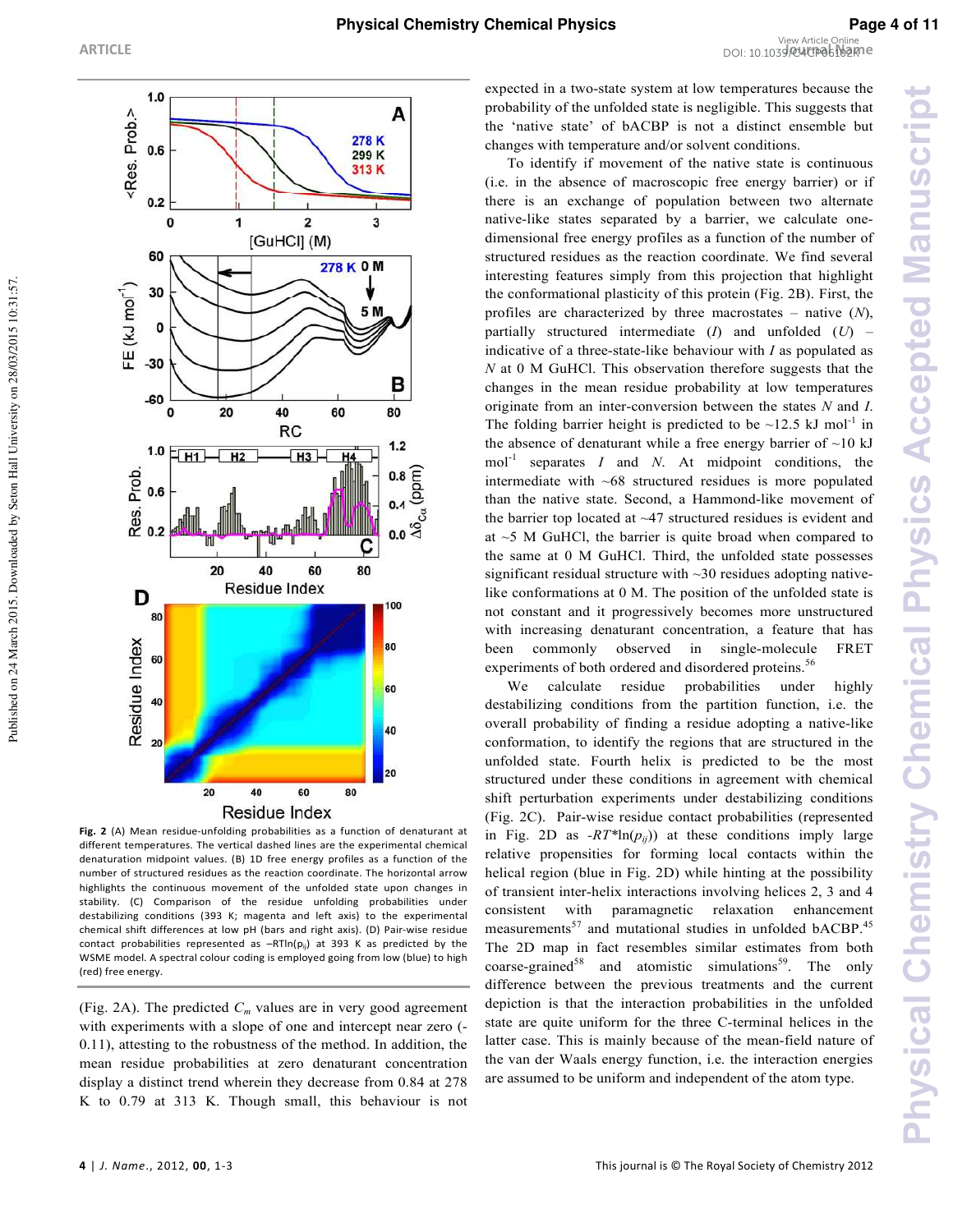**Fig. 2** (A) Mean residue-unfolding probabilities as a function of denaturant at different temperatures. The vertical dashed lines are the experimental chemical denaturation midpoint values. (B) 1D free energy profiles as a function of the number of structured residues as the reaction coordinate. The horizontal arrow highlights the continuous movement of the unfolded state upon changes in stability. (C) Comparison of the residue unfolding probabilities under destabilizing conditions (393 K; magenta and left axis) to the experimental chemical shift differences at low pH (bars and right axis). (D) Pair-wise residue contact probabilities represented as $-RT\ln(p_{ij})$ at 393 K as predicted by the WSME model. A spectral colour coding is employed going from low (blue) to high (red) free energy.

(Fig. 2A). The predicted $C_m$ values are in very good agreement with experiments with a slope of one and intercept near zero (-0.11), attesting to the robustness of the method. In addition, the mean residue probabilities at zero denaturant concentration display a distinct trend wherein they decrease from 0.84 at 278 K to 0.79 at 313 K. Though small, this behaviour is not expected in a two-state system at low temperatures because the probability of the unfolded state is negligible. This suggests that the 'native state' of bACBP is not a distinct ensemble but changes with temperature and/or solvent conditions.

To identify if movement of the native state is continuous (i.e. in the absence of macroscopic free energy barrier) or if there is an exchange of population between two alternate native-like states separated by a barrier, we calculate one-dimensional free energy profiles as a function of the number of structured residues as the reaction coordinate. We find several interesting features simply from this projection that highlight the conformational plasticity of this protein (Fig. 2B). First, the profiles are characterized by three macrostates – native (*N*), partially structured intermediate (*I*) and unfolded (*U*) – indicative of a three-state-like behaviour with *I* as populated as *N* at 0 M GuHCl. This observation therefore suggests that the changes in the mean residue probability at low temperatures originate from an inter-conversion between the states *N* and *I*. The folding barrier height is predicted to be ~12.5 kJ mol$^{-1}$ in the absence of denaturant while a free energy barrier of ~10 kJ mol$^{-1}$ separates *I* and *N*. At midpoint conditions, the intermediate with ~68 structured residues is more populated than the native state. Second, a Hammond-like movement of the barrier top located at ~47 structured residues is evident and at ~5 M GuHCl, the barrier is quite broad when compared to the same at 0 M GuHCl. Third, the unfolded state possesses significant residual structure with ~30 residues adopting native-like conformations at 0 M. The position of the unfolded state is not constant and it progressively becomes more unstructured with increasing denaturant concentration, a feature that has been commonly observed in single-molecule FRET experiments of both ordered and disordered proteins.[56]

We calculate residue probabilities under highly destabilizing conditions from the partition function, i.e. the overall probability of finding a residue adopting a native-like conformation, to identify the regions that are structured in the unfolded state. Fourth helix is predicted to be the most structured under these conditions in agreement with chemical shift perturbation experiments under destabilizing conditions (Fig. 2C). Pair-wise residue contact probabilities (represented in Fig. 2D as $-RT*\ln(p_{ij})$) at these conditions imply large relative propensities for forming local contacts within the helical region (blue in Fig. 2D) while hinting at the possibility of transient inter-helix interactions involving helices 2, 3 and 4 consistent with paramagnetic relaxation enhancement measurements[57] and mutational studies in unfolded bACBP.[45] The 2D map in fact resembles similar estimates from both coarse-grained[58] and atomistic simulations[59]. The only difference between the previous treatments and the current depiction is that the interaction probabilities in the unfolded state are quite uniform for the three C-terminal helices in the latter case. This is mainly because of the mean-field nature of the van der Waals energy function, i.e. the interaction energies are assumed to be uniform and independent of the atom type.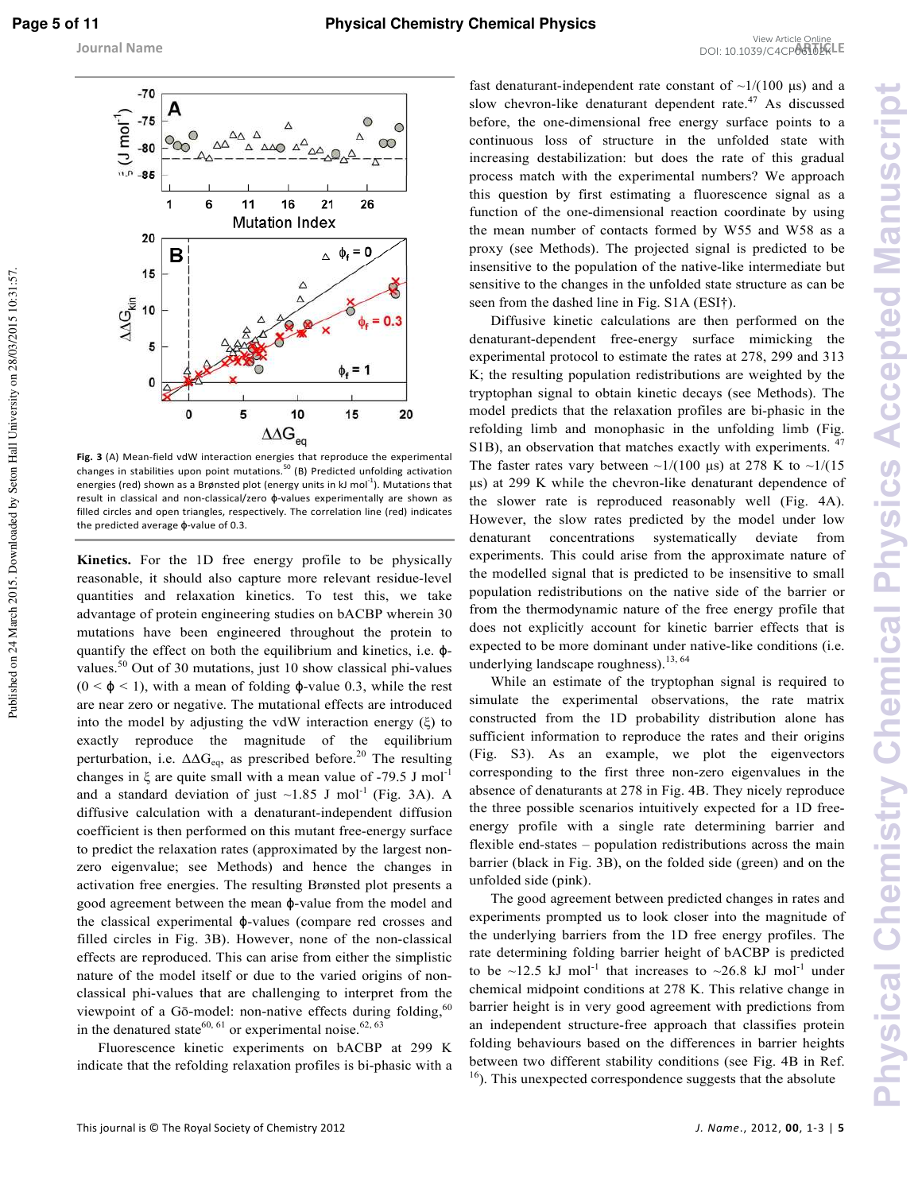**Fig. 3** (A) Mean-field vdW interaction energies that reproduce the experimental changes in stabilities upon point mutations.[50] (B) Predicted unfolding activation energies (red) shown as a Brønsted plot (energy units in kJ mol$^{-1}$). Mutations that result in classical and non-classical/zero ϕ-values experimentally are shown as filled circles and open triangles, respectively. The correlation line (red) indicates the predicted average ϕ-value of 0.3.

**Kinetics.** For the 1D free energy profile to be physically reasonable, it should also capture more relevant residue-level quantities and relaxation kinetics. To test this, we take advantage of protein engineering studies on bACBP wherein 30 mutations have been engineered throughout the protein to quantify the effect on both the equilibrium and kinetics, i.e. ϕ-values.[50] Out of 30 mutations, just 10 show classical phi-values ($0 < \phi < 1$), with a mean of folding ϕ-value 0.3, while the rest are near zero or negative. The mutational effects are introduced into the model by adjusting the vdW interaction energy ($\xi$) to exactly reproduce the magnitude of the equilibrium perturbation, i.e. $\Delta\Delta G_{eq}$, as prescribed before.[20] The resulting changes in $\xi$ are quite small with a mean value of -79.5 J mol$^{-1}$ and a standard deviation of just ~1.85 J mol$^{-1}$ (Fig. 3A). A diffusive calculation with a denaturant-independent diffusion coefficient is then performed on this mutant free-energy surface to predict the relaxation rates (approximated by the largest non-zero eigenvalue; see Methods) and hence the changes in activation free energies. The resulting Brønsted plot presents a good agreement between the mean ϕ-value from the model and the classical experimental ϕ-values (compare red crosses and filled circles in Fig. 3B). However, none of the non-classical effects are reproduced. This can arise from either the simplistic nature of the model itself or due to the varied origins of non-classical phi-values that are challenging to interpret from the viewpoint of a Gō-model: non-native effects during folding,[60] in the denatured state[60, 61] or experimental noise.[62, 63]

Fluorescence kinetic experiments on bACBP at 299 K indicate that the refolding relaxation profiles is bi-phasic with a fast denaturant-independent rate constant of ~1/(100 μs) and a slow chevron-like denaturant dependent rate.[47] As discussed before, the one-dimensional free energy surface points to a continuous loss of structure in the unfolded state with increasing destabilization: but does the rate of this gradual process match with the experimental numbers? We approach this question by first estimating a fluorescence signal as a function of the one-dimensional reaction coordinate by using the mean number of contacts formed by W55 and W58 as a proxy (see Methods). The projected signal is predicted to be insensitive to the population of the native-like intermediate but sensitive to the changes in the unfolded state structure as can be seen from the dashed line in Fig. S1A (ESI†).

Diffusive kinetic calculations are then performed on the denaturant-dependent free-energy surface mimicking the experimental protocol to estimate the rates at 278, 299 and 313 K; the resulting population redistributions are weighted by the tryptophan signal to obtain kinetic decays (see Methods). The model predicts that the relaxation profiles are bi-phasic in the refolding limb and monophasic in the unfolding limb (Fig. S1B), an observation that matches exactly with experiments.[47] The faster rates vary between ~1/(100 μs) at 278 K to ~1/(15 μs) at 299 K while the chevron-like denaturant dependence of the slower rate is reproduced reasonably well (Fig. 4A). However, the slow rates predicted by the model under low denaturant concentrations systematically deviate from experiments. This could arise from the approximate nature of the modelled signal that is predicted to be insensitive to small population redistributions on the native side of the barrier or from the thermodynamic nature of the free energy profile that does not explicitly account for kinetic barrier effects that is expected to be more dominant under native-like conditions (i.e. underlying landscape roughness).[13, 64]

While an estimate of the tryptophan signal is required to simulate the experimental observations, the rate matrix constructed from the 1D probability distribution alone has sufficient information to reproduce the rates and their origins (Fig. S3). As an example, we plot the eigenvectors corresponding to the first three non-zero eigenvalues in the absence of denaturants at 278 in Fig. 4B. They nicely reproduce the three possible scenarios intuitively expected for a 1D free-energy profile with a single rate determining barrier and flexible end-states – population redistributions across the main barrier (black in Fig. 3B), on the folded side (green) and on the unfolded side (pink).

The good agreement between predicted changes in rates and experiments prompted us to look closer into the magnitude of the underlying barriers from the 1D free energy profiles. The rate determining folding barrier height of bACBP is predicted to be ~12.5 kJ mol$^{-1}$ that increases to ~26.8 kJ mol$^{-1}$ under chemical midpoint conditions at 278 K. This relative change in barrier height is in very good agreement with predictions from an independent structure-free approach that classifies protein folding behaviours based on the differences in barrier heights between two different stability conditions (see Fig. 4B in Ref. [16]). This unexpected correspondence suggests that the absolute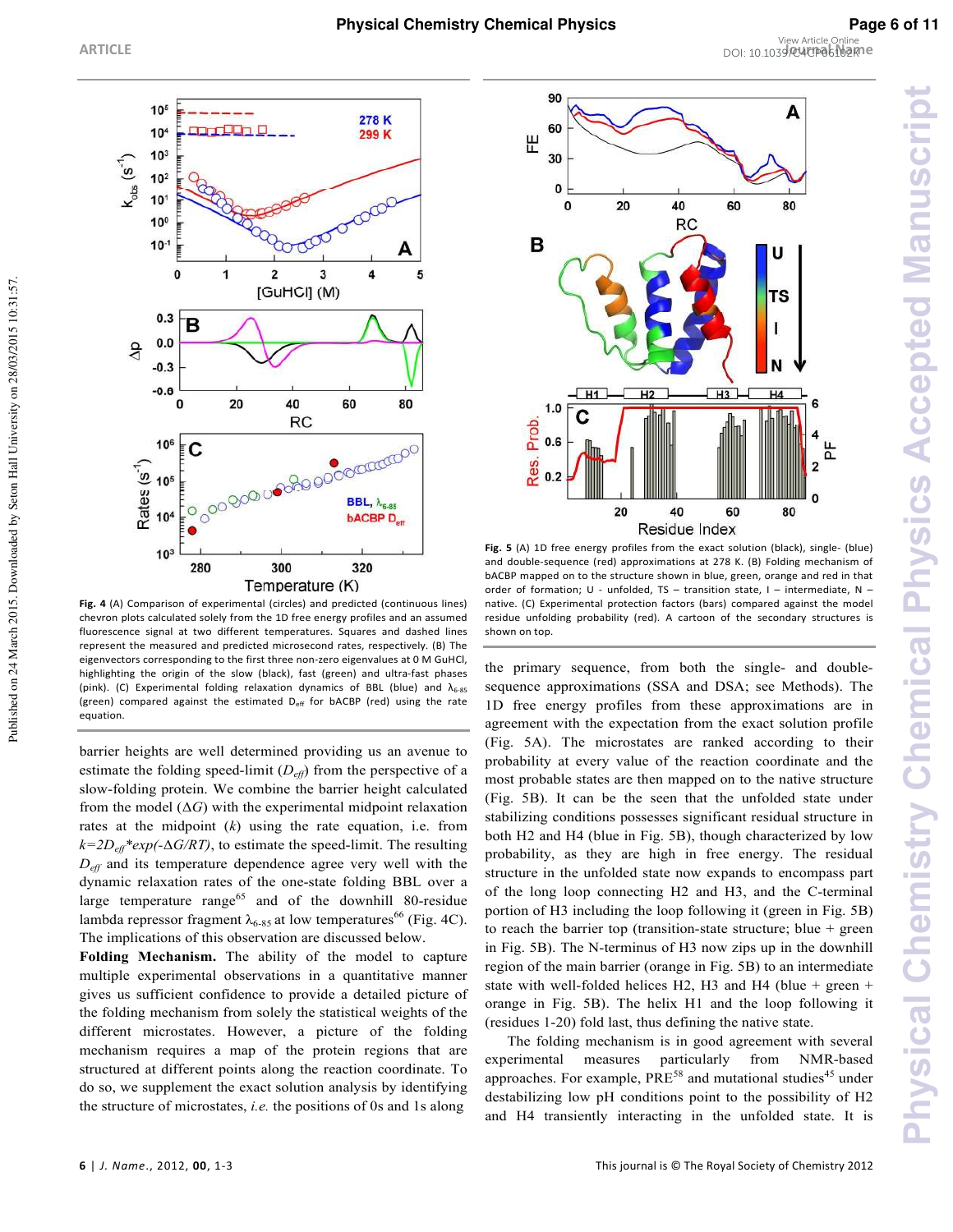Fig. 4 (A) Comparison of experimental (circles) and predicted (continuous lines) chevron plots calculated solely from the 1D free energy profiles and an assumed fluorescence signal at two different temperatures. Squares and dashed lines represent the measured and predicted microsecond rates, respectively. (B) The eigenvectors corresponding to the first three non-zero eigenvalues at 0 M GuHCl, highlighting the origin of the slow (black), fast (green) and ultra-fast phases (pink). (C) Experimental folding relaxation dynamics of BBL (blue) and $\lambda_{6\text{-}85}$ (green) compared against the estimated $D_{eff}$ for bACBP (red) using the rate equation.

barrier heights are well determined providing us an avenue to estimate the folding speed-limit ($D_{eff}$) from the perspective of a slow-folding protein. We combine the barrier height calculated from the model ($\Delta G$) with the experimental midpoint relaxation rates at the midpoint ($k$) using the rate equation, i.e. from $k=2D_{eff}*exp(-\Delta G/RT)$, to estimate the speed-limit. The resulting $D_{eff}$ and its temperature dependence agree very well with the dynamic relaxation rates of the one-state folding BBL over a large temperature range[65] and of the downhill 80-residue lambda repressor fragment $\lambda_{6\text{-}85}$ at low temperatures[66] (Fig. 4C). The implications of this observation are discussed below.

**Folding Mechanism.** The ability of the model to capture multiple experimental observations in a quantitative manner gives us sufficient confidence to provide a detailed picture of the folding mechanism from solely the statistical weights of the different microstates. However, a picture of the folding mechanism requires a map of the protein regions that are structured at different points along the reaction coordinate. To do so, we supplement the exact solution analysis by identifying the structure of microstates, *i.e.* the positions of 0s and 1s along

Fig. 5 (A) 1D free energy profiles from the exact solution (black), single- (blue) and double-sequence (red) approximations at 278 K. (B) Folding mechanism of bACBP mapped on to the structure shown in blue, green, orange and red in that order of formation; U - unfolded, TS – transition state, I – intermediate, N – native. (C) Experimental protection factors (bars) compared against the model residue unfolding probability (red). A cartoon of the secondary structures is shown on top.

the primary sequence, from both the single- and double-sequence approximations (SSA and DSA; see Methods). The 1D free energy profiles from these approximations are in agreement with the expectation from the exact solution profile (Fig. 5A). The microstates are ranked according to their probability at every value of the reaction coordinate and the most probable states are then mapped on to the native structure (Fig. 5B). It can be the seen that the unfolded state under stabilizing conditions possesses significant residual structure in both H2 and H4 (blue in Fig. 5B), though characterized by low probability, as they are high in free energy. The residual structure in the unfolded state now expands to encompass part of the long loop connecting H2 and H3, and the C-terminal portion of H3 including the loop following it (green in Fig. 5B) to reach the barrier top (transition-state structure; blue + green in Fig. 5B). The N-terminus of H3 now zips up in the downhill region of the main barrier (orange in Fig. 5B) to an intermediate state with well-folded helices H2, H3 and H4 (blue + green + orange in Fig. 5B). The helix H1 and the loop following it (residues 1-20) fold last, thus defining the native state.

The folding mechanism is in good agreement with several experimental measures particularly from NMR-based approaches. For example, PRE[58] and mutational studies[45] under destabilizing low pH conditions point to the possibility of H2 and H4 transiently interacting in the unfolded state. It is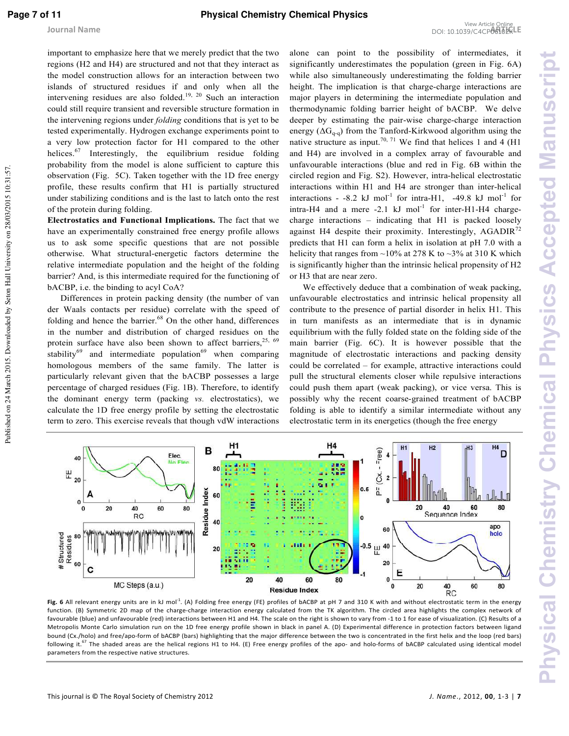important to emphasize here that we merely predict that the two regions (H2 and H4) are structured and not that they interact as the model construction allows for an interaction between two islands of structured residues if and only when all the intervening residues are also folded.[19, 20] Such an interaction could still require transient and reversible structure formation in the intervening regions under *folding* conditions that is yet to be tested experimentally. Hydrogen exchange experiments point to a very low protection factor for H1 compared to the other helices.[67] Interestingly, the equilibrium residue folding probability from the model is alone sufficient to capture this observation (Fig. 5C). Taken together with the 1D free energy profile, these results confirm that H1 is partially structured under stabilizing conditions and is the last to latch onto the rest of the protein during folding.

**Electrostatics and Functional Implications.** The fact that we have an experimentally constrained free energy profile allows us to ask some specific questions that are not possible otherwise. What structural-energetic factors determine the relative intermediate population and the height of the folding barrier? And, is this intermediate required for the functioning of bACBP, i.e. the binding to acyl CoA?

Differences in protein packing density (the number of van der Waals contacts per residue) correlate with the speed of folding and hence the barrier.[68] On the other hand, differences in the number and distribution of charged residues on the protein surface have also been shown to affect barriers,[25, 69] stability[69] and intermediate population[69] when comparing homologous members of the same family. The latter is particularly relevant given that the bACBP possesses a large percentage of charged residues (Fig. 1B). Therefore, to identify the dominant energy term (packing *vs.* electrostatics), we calculate the 1D free energy profile by setting the electrostatic term to zero. This exercise reveals that though vdW interactions alone can point to the possibility of intermediates, it significantly underestimates the population (green in Fig. 6A) while also simultaneously underestimating the folding barrier height. The implication is that charge-charge interactions are major players in determining the intermediate population and thermodynamic folding barrier height of bACBP. We delve deeper by estimating the pair-wise charge-charge interaction energy ($\Delta G_{q-q}$) from the Tanford-Kirkwood algorithm using the native structure as input.[70, 71] We find that helices 1 and 4 (H1 and H4) are involved in a complex array of favourable and unfavourable interactions (blue and red in Fig. 6B within the circled region and Fig. S2). However, intra-helical electrostatic interactions within H1 and H4 are stronger than inter-helical interactions - -8.2 kJ mol$^{-1}$ for intra-H1, -49.8 kJ mol$^{-1}$ for intra-H4 and a mere -2.1 kJ mol$^{-1}$ for inter-H1-H4 charge-charge interactions – indicating that H1 is packed loosely against H4 despite their proximity. Interestingly, AGADIR[72] predicts that H1 can form a helix in isolation at pH 7.0 with a helicity that ranges from ~10% at 278 K to ~3% at 310 K which is significantly higher than the intrinsic helical propensity of H2 or H3 that are near zero.

We effectively deduce that a combination of weak packing, unfavourable electrostatics and intrinsic helical propensity all contribute to the presence of partial disorder in helix H1. This in turn manifests as an intermediate that is in dynamic equilibrium with the fully folded state on the folding side of the main barrier (Fig. 6C). It is however possible that the magnitude of electrostatic interactions and packing density could be correlated – for example, attractive interactions could pull the structural elements closer while repulsive interactions could push them apart (weak packing), or vice versa. This is possibly why the recent coarse-grained treatment of bACBP folding is able to identify a similar intermediate without any electrostatic term in its energetics (though the free energy

**Fig. 6** All relevant energy units are in kJ mol$^{-1}$. (A) Folding free energy (FE) profiles of bACBP at pH 7 and 310 K with and without electrostatic term in the energy function. (B) Symmetric 2D map of the charge-charge interaction energy calculated from the TK algorithm. The circled area highlights the complex network of favourable (blue) and unfavourable (red) interactions between H1 and H4. The scale on the right is shown to vary from -1 to 1 for ease of visualization. (C) Results of a Metropolis Monte Carlo simulation run on the 1D free energy profile shown in black in panel A. (D) Experimental difference in protection factors between ligand bound (Cx./holo) and free/apo-form of bACBP (bars) highlighting that the major difference between the two is concentrated in the first helix and the loop (red bars) following it.[67] The shaded areas are the helical regions H1 to H4. (E) Free energy profiles of the apo- and holo-forms of bACBP calculated using identical model parameters from the respective native structures.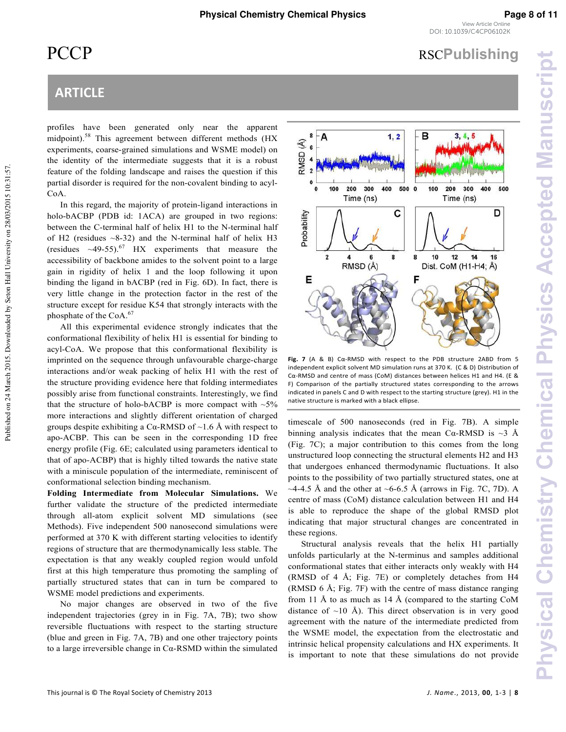profiles have been generated only near the apparent midpoint).[58] This agreement between different methods (HX experiments, coarse-grained simulations and WSME model) on the identity of the intermediate suggests that it is a robust feature of the folding landscape and raises the question if this partial disorder is required for the non-covalent binding to acyl-CoA.

In this regard, the majority of protein-ligand interactions in holo-bACBP (PDB id: 1ACA) are grouped in two regions: between the C-terminal half of helix H1 to the N-terminal half of H2 (residues ~8-32) and the N-terminal half of helix H3 (residues ~49-55).[67] HX experiments that measure the accessibility of backbone amides to the solvent point to a large gain in rigidity of helix 1 and the loop following it upon binding the ligand in bACBP (red in Fig. 6D). In fact, there is very little change in the protection factor in the rest of the structure except for residue K54 that strongly interacts with the phosphate of the CoA.[67]

All this experimental evidence strongly indicates that the conformational flexibility of helix H1 is essential for binding to acyl-CoA. We propose that this conformational flexibility is imprinted on the sequence through unfavourable charge-charge interactions and/or weak packing of helix H1 with the rest of the structure providing evidence here that folding intermediates possibly arise from functional constraints. Interestingly, we find that the structure of holo-bACBP is more compact with ~5% more interactions and slightly different orientation of charged groups despite exhibiting a Cα-RMSD of ~1.6 Å with respect to apo-ACBP. This can be seen in the corresponding 1D free energy profile (Fig. 6E; calculated using parameters identical to that of apo-ACBP) that is highly tilted towards the native state with a miniscule population of the intermediate, reminiscent of conformational selection binding mechanism.

**Folding Intermediate from Molecular Simulations.** We further validate the structure of the predicted intermediate through all-atom explicit solvent MD simulations (see Methods). Five independent 500 nanosecond simulations were performed at 370 K with different starting velocities to identify regions of structure that are thermodynamically less stable. The expectation is that any weakly coupled region would unfold first at this high temperature thus promoting the sampling of partially structured states that can in turn be compared to WSME model predictions and experiments.

No major changes are observed in two of the five independent trajectories (grey in in Fig. 7A, 7B); two show reversible fluctuations with respect to the starting structure (blue and green in Fig. 7A, 7B) and one other trajectory points to a large irreversible change in Cα-RSMD within the simulated

**Fig. 7** (A & B) Cα-RMSD with respect to the PDB structure 2ABD from 5 independent explicit solvent MD simulation runs at 370 K. (C & D) Distribution of Cα-RMSD and centre of mass (CoM) distances between helices H1 and H4. (E & F) Comparison of the partially structured states corresponding to the arrows indicated in panels C and D with respect to the starting structure (grey). H1 in the native structure is marked with a black ellipse.

timescale of 500 nanoseconds (red in Fig. 7B). A simple binning analysis indicates that the mean Cα-RMSD is ~3 Å (Fig. 7C); a major contribution to this comes from the long unstructured loop connecting the structural elements H2 and H3 that undergoes enhanced thermodynamic fluctuations. It also points to the possibility of two partially structured states, one at ~4-4.5 Å and the other at ~6-6.5 Å (arrows in Fig. 7C, 7D). A centre of mass (CoM) distance calculation between H1 and H4 is able to reproduce the shape of the global RMSD plot indicating that major structural changes are concentrated in these regions.

Structural analysis reveals that the helix H1 partially unfolds particularly at the N-terminus and samples additional conformational states that either interacts only weakly with H4 (RMSD of 4 Å; Fig. 7E) or completely detaches from H4 (RMSD 6 Å; Fig. 7F) with the centre of mass distance ranging from 11 Å to as much as 14 Å (compared to the starting CoM distance of ~10 Å). This direct observation is in very good agreement with the nature of the intermediate predicted from the WSME model, the expectation from the electrostatic and intrinsic helical propensity calculations and HX experiments. It is important to note that these simulations do not provide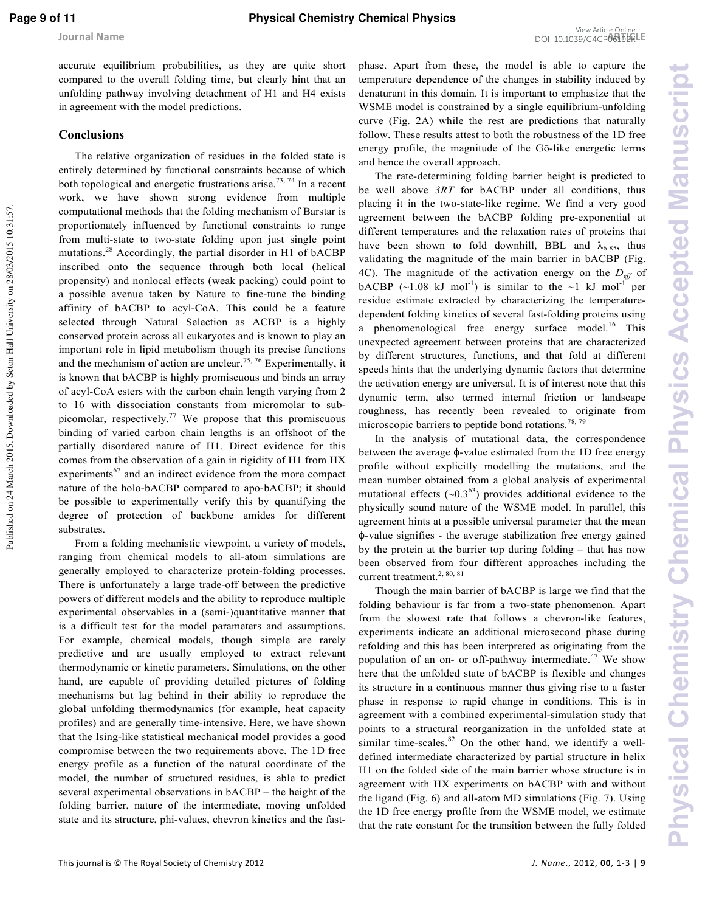accurate equilibrium probabilities, as they are quite short compared to the overall folding time, but clearly hint that an unfolding pathway involving detachment of H1 and H4 exists in agreement with the model predictions.

## Conclusions

The relative organization of residues in the folded state is entirely determined by functional constraints because of which both topological and energetic frustrations arise.[73, 74] In a recent work, we have shown strong evidence from multiple computational methods that the folding mechanism of Barstar is proportionately influenced by functional constraints to range from multi-state to two-state folding upon just single point mutations.[28] Accordingly, the partial disorder in H1 of bACBP inscribed onto the sequence through both local (helical propensity) and nonlocal effects (weak packing) could point to a possible avenue taken by Nature to fine-tune the binding affinity of bACBP to acyl-CoA. This could be a feature selected through Natural Selection as ACBP is a highly conserved protein across all eukaryotes and is known to play an important role in lipid metabolism though its precise functions and the mechanism of action are unclear.[75, 76] Experimentally, it is known that bACBP is highly promiscuous and binds an array of acyl-CoA esters with the carbon chain length varying from 2 to 16 with dissociation constants from micromolar to sub-picomolar, respectively.[77] We propose that this promiscuous binding of varied carbon chain lengths is an offshoot of the partially disordered nature of H1. Direct evidence for this comes from the observation of a gain in rigidity of H1 from HX experiments[67] and an indirect evidence from the more compact nature of the holo-bACBP compared to apo-bACBP; it should be possible to experimentally verify this by quantifying the degree of protection of backbone amides for different substrates.

From a folding mechanistic viewpoint, a variety of models, ranging from chemical models to all-atom simulations are generally employed to characterize protein-folding processes. There is unfortunately a large trade-off between the predictive powers of different models and the ability to reproduce multiple experimental observables in a (semi-)quantitative manner that is a difficult test for the model parameters and assumptions. For example, chemical models, though simple are rarely predictive and are usually employed to extract relevant thermodynamic or kinetic parameters. Simulations, on the other hand, are capable of providing detailed pictures of folding mechanisms but lag behind in their ability to reproduce the global unfolding thermodynamics (for example, heat capacity profiles) and are generally time-intensive. Here, we have shown that the Ising-like statistical mechanical model provides a good compromise between the two requirements above. The 1D free energy profile as a function of the natural coordinate of the model, the number of structured residues, is able to predict several experimental observations in bACBP – the height of the folding barrier, nature of the intermediate, moving unfolded state and its structure, phi-values, chevron kinetics and the fast-phase. Apart from these, the model is able to capture the temperature dependence of the changes in stability induced by denaturant in this domain. It is important to emphasize that the WSME model is constrained by a single equilibrium-unfolding curve (Fig. 2A) while the rest are predictions that naturally follow. These results attest to both the robustness of the 1D free energy profile, the magnitude of the Gō-like energetic terms and hence the overall approach.

The rate-determining folding barrier height is predicted to be well above $3RT$ for bACBP under all conditions, thus placing it in the two-state-like regime. We find a very good agreement between the bACBP folding pre-exponential at different temperatures and the relaxation rates of proteins that have been shown to fold downhill, BBL and $\lambda_{6\text{-}85}$, thus validating the magnitude of the main barrier in bACBP (Fig. 4C). The magnitude of the activation energy on the $D_{eff}$ of bACBP (~1.08 kJ mol$^{-1}$) is similar to the ~1 kJ mol$^{-1}$ per residue estimate extracted by characterizing the temperature-dependent folding kinetics of several fast-folding proteins using a phenomenological free energy surface model.[16] This unexpected agreement between proteins that are characterized by different structures, functions, and that fold at different speeds hints that the underlying dynamic factors that determine the activation energy are universal. It is of interest note that this dynamic term, also termed internal friction or landscape roughness, has recently been revealed to originate from microscopic barriers to peptide bond rotations.[78, 79]

In the analysis of mutational data, the correspondence between the average ϕ-value estimated from the 1D free energy profile without explicitly modelling the mutations, and the mean number obtained from a global analysis of experimental mutational effects (~0.3[63]) provides additional evidence to the physically sound nature of the WSME model. In parallel, this agreement hints at a possible universal parameter that the mean ϕ-value signifies - the average stabilization free energy gained by the protein at the barrier top during folding – that has now been observed from four different approaches including the current treatment.[2, 80, 81]

Though the main barrier of bACBP is large we find that the folding behaviour is far from a two-state phenomenon. Apart from the slowest rate that follows a chevron-like features, experiments indicate an additional microsecond phase during refolding and this has been interpreted as originating from the population of an on- or off-pathway intermediate.[47] We show here that the unfolded state of bACBP is flexible and changes its structure in a continuous manner thus giving rise to a faster phase in response to rapid change in conditions. This is in agreement with a combined experimental-simulation study that points to a structural reorganization in the unfolded state at similar time-scales.[82] On the other hand, we identify a well-defined intermediate characterized by partial structure in helix H1 on the folded side of the main barrier whose structure is in agreement with HX experiments on bACBP with and without the ligand (Fig. 6) and all-atom MD simulations (Fig. 7). Using the 1D free energy profile from the WSME model, we estimate that the rate constant for the transition between the fully folded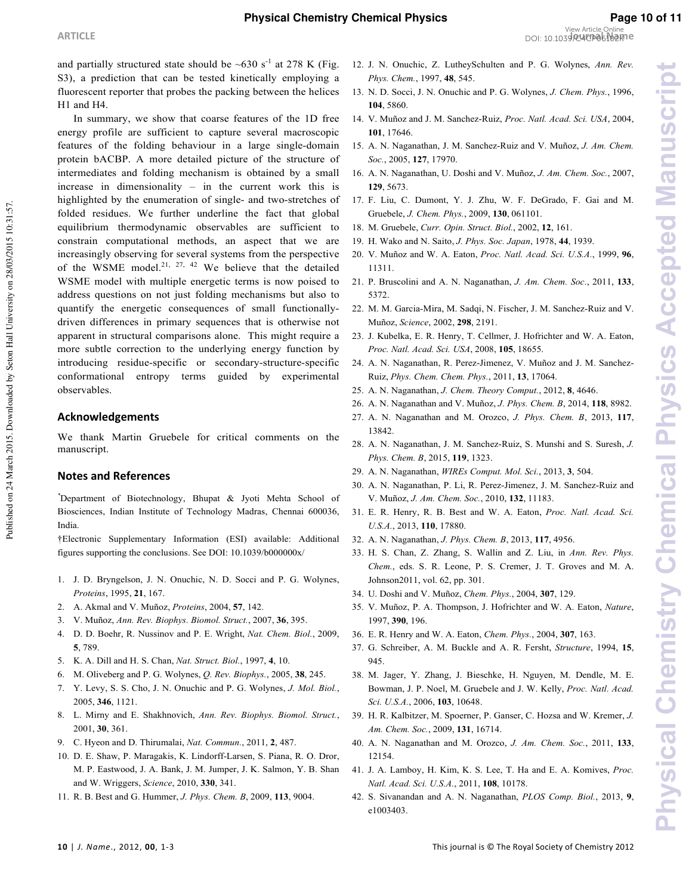and partially structured state should be ~630 $s^{-1}$ at 278 K (Fig. S3), a prediction that can be tested kinetically employing a fluorescent reporter that probes the packing between the helices H1 and H4.

In summary, we show that coarse features of the 1D free energy profile are sufficient to capture several macroscopic features of the folding behaviour in a large single-domain protein bACBP. A more detailed picture of the structure of intermediates and folding mechanism is obtained by a small increase in dimensionality – in the current work this is highlighted by the enumeration of single- and two-stretches of folded residues. We further underline the fact that global equilibrium thermodynamic observables are sufficient to constrain computational methods, an aspect that we are increasingly observing for several systems from the perspective of the WSME model.[21, 27, 42] We believe that the detailed WSME model with multiple energetic terms is now poised to address questions on not just folding mechanisms but also to quantify the energetic consequences of small functionally-driven differences in primary sequences that is otherwise not apparent in structural comparisons alone. This might require a more subtle correction to the underlying energy function by introducing residue-specific or secondary-structure-specific conformational entropy terms guided by experimental observables.

## Acknowledgements

We thank Martin Gruebele for critical comments on the manuscript.

## Notes and References

*Department of Biotechnology, Bhupat & Jyoti Mehta School of Biosciences, Indian Institute of Technology Madras, Chennai 600036, India.

†Electronic Supplementary Information (ESI) available: Additional figures supporting the conclusions. See DOI: 10.1039/b000000x/

1. J. D. Bryngelson, J. N. Onuchic, N. D. Socci and P. G. Wolynes, *Proteins*, 1995, **21**, 167.
2. A. Akmal and V. Muñoz, *Proteins*, 2004, **57**, 142.
3. V. Muñoz, *Ann. Rev. Biophys. Biomol. Struct.*, 2007, **36**, 395.
4. D. D. Boehr, R. Nussinov and P. E. Wright, *Nat. Chem. Biol.*, 2009, **5**, 789.
5. K. A. Dill and H. S. Chan, *Nat. Struct. Biol.*, 1997, **4**, 10.
6. M. Oliveberg and P. G. Wolynes, *Q. Rev. Biophys.*, 2005, **38**, 245.
7. Y. Levy, S. S. Cho, J. N. Onuchic and P. G. Wolynes, *J. Mol. Biol.*, 2005, **346**, 1121.
8. L. Mirny and E. Shakhnovich, *Ann. Rev. Biophys. Biomol. Struct.*, 2001, **30**, 361.
9. C. Hyeon and D. Thirumalai, *Nat. Commun.*, 2011, **2**, 487.
10. D. E. Shaw, P. Maragakis, K. Lindorff-Larsen, S. Piana, R. O. Dror, M. P. Eastwood, J. A. Bank, J. M. Jumper, J. K. Salmon, Y. B. Shan and W. Wriggers, *Science*, 2010, **330**, 341.
11. R. B. Best and G. Hummer, *J. Phys. Chem. B*, 2009, **113**, 9004.
12. J. N. Onuchic, Z. LutheySchulten and P. G. Wolynes, *Ann. Rev. Phys. Chem.*, 1997, **48**, 545.
13. N. D. Socci, J. N. Onuchic and P. G. Wolynes, *J. Chem. Phys.*, 1996, **104**, 5860.
14. V. Muñoz and J. M. Sanchez-Ruiz, *Proc. Natl. Acad. Sci. USA*, 2004, **101**, 17646.
15. A. N. Naganathan, J. M. Sanchez-Ruiz and V. Muñoz, *J. Am. Chem. Soc.*, 2005, **127**, 17970.
16. A. N. Naganathan, U. Doshi and V. Muñoz, *J. Am. Chem. Soc.*, 2007, **129**, 5673.
17. F. Liu, C. Dumont, Y. J. Zhu, W. F. DeGrado, F. Gai and M. Gruebele, *J. Chem. Phys.*, 2009, **130**, 061101.
18. M. Gruebele, *Curr. Opin. Struct. Biol.*, 2002, **12**, 161.
19. H. Wako and N. Saito, *J. Phys. Soc. Japan*, 1978, **44**, 1939.
20. V. Muñoz and W. A. Eaton, *Proc. Natl. Acad. Sci. U.S.A.*, 1999, **96**, 11311.
21. P. Bruscolini and A. N. Naganathan, *J. Am. Chem. Soc.*, 2011, **133**, 5372.
22. M. M. Garcia-Mira, M. Sadqi, N. Fischer, J. M. Sanchez-Ruiz and V. Muñoz, *Science*, 2002, **298**, 2191.
23. J. Kubelka, E. R. Henry, T. Cellmer, J. Hofrichter and W. A. Eaton, *Proc. Natl. Acad. Sci. USA*, 2008, **105**, 18655.
24. A. N. Naganathan, R. Perez-Jimenez, V. Muñoz and J. M. Sanchez-Ruiz, *Phys. Chem. Chem. Phys.*, 2011, **13**, 17064.
25. A. N. Naganathan, *J. Chem. Theory Comput.*, 2012, **8**, 4646.
26. A. N. Naganathan and V. Muñoz, *J. Phys. Chem. B*, 2014, **118**, 8982.
27. A. N. Naganathan and M. Orozco, *J. Phys. Chem. B*, 2013, **117**, 13842.
28. A. N. Naganathan, J. M. Sanchez-Ruiz, S. Munshi and S. Suresh, *J. Phys. Chem. B*, 2015, **119**, 1323.
29. A. N. Naganathan, *WIREs Comput. Mol. Sci.*, 2013, **3**, 504.
30. A. N. Naganathan, P. Li, R. Perez-Jimenez, J. M. Sanchez-Ruiz and V. Muñoz, *J. Am. Chem. Soc.*, 2010, **132**, 11183.
31. E. R. Henry, R. B. Best and W. A. Eaton, *Proc. Natl. Acad. Sci. U.S.A.*, 2013, **110**, 17880.
32. A. N. Naganathan, *J. Phys. Chem. B*, 2013, **117**, 4956.
33. H. S. Chan, Z. Zhang, S. Wallin and Z. Liu, in *Ann. Rev. Phys. Chem.*, eds. S. R. Leone, P. S. Cremer, J. T. Groves and M. A. Johnson2011, vol. 62, pp. 301.
34. U. Doshi and V. Muñoz, *Chem. Phys.*, 2004, **307**, 129.
35. V. Muñoz, P. A. Thompson, J. Hofrichter and W. A. Eaton, *Nature*, 1997, **390**, 196.
36. E. R. Henry and W. A. Eaton, *Chem. Phys.*, 2004, **307**, 163.
37. G. Schreiber, A. M. Buckle and A. R. Fersht, *Structure*, 1994, **15**, 945.
38. M. Jager, Y. Zhang, J. Bieschke, H. Nguyen, M. Dendle, M. E. Bowman, J. P. Noel, M. Gruebele and J. W. Kelly, *Proc. Natl. Acad. Sci. U.S.A.*, 2006, **103**, 10648.
39. H. R. Kalbitzer, M. Spoerner, P. Ganser, C. Hozsa and W. Kremer, *J. Am. Chem. Soc.*, 2009, **131**, 16714.
40. A. N. Naganathan and M. Orozco, *J. Am. Chem. Soc.*, 2011, **133**, 12154.
41. J. A. Lamboy, H. Kim, K. S. Lee, T. Ha and E. A. Komives, *Proc. Natl. Acad. Sci. U.S.A.*, 2011, **108**, 10178.
42. S. Sivanandan and A. N. Naganathan, *PLOS Comp. Biol.*, 2013, **9**, e1003403.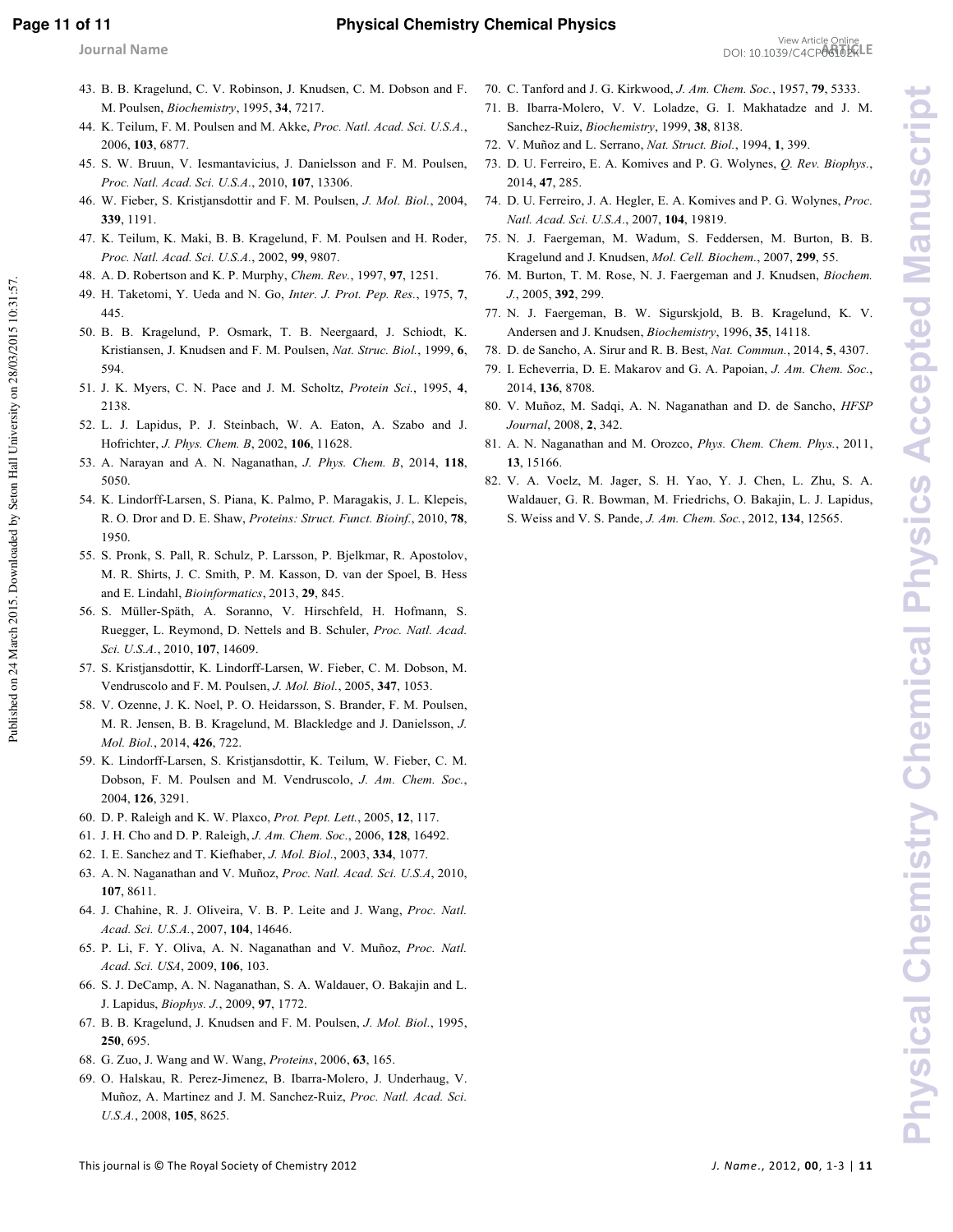43. B. B. Kragelund, C. V. Robinson, J. Knudsen, C. M. Dobson and F. M. Poulsen, *Biochemistry*, 1995, **34**, 7217.
44. K. Teilum, F. M. Poulsen and M. Akke, *Proc. Natl. Acad. Sci. U.S.A.*, 2006, **103**, 6877.
45. S. W. Bruun, V. Iesmantavicius, J. Danielsson and F. M. Poulsen, *Proc. Natl. Acad. Sci. U.S.A.*, 2010, **107**, 13306.
46. W. Fieber, S. Kristjansdottir and F. M. Poulsen, *J. Mol. Biol.*, 2004, **339**, 1191.
47. K. Teilum, K. Maki, B. B. Kragelund, F. M. Poulsen and H. Roder, *Proc. Natl. Acad. Sci. U.S.A.*, 2002, **99**, 9807.
48. A. D. Robertson and K. P. Murphy, *Chem. Rev.*, 1997, **97**, 1251.
49. H. Taketomi, Y. Ueda and N. Go, *Inter. J. Prot. Pep. Res.*, 1975, **7**, 445.
50. B. B. Kragelund, P. Osmark, T. B. Neergaard, J. Schiodt, K. Kristiansen, J. Knudsen and F. M. Poulsen, *Nat. Struc. Biol.*, 1999, **6**, 594.
51. J. K. Myers, C. N. Pace and J. M. Scholtz, *Protein Sci.*, 1995, **4**, 2138.
52. L. J. Lapidus, P. J. Steinbach, W. A. Eaton, A. Szabo and J. Hofrichter, *J. Phys. Chem. B*, 2002, **106**, 11628.
53. A. Narayan and A. N. Naganathan, *J. Phys. Chem. B*, 2014, **118**, 5050.
54. K. Lindorff-Larsen, S. Piana, K. Palmo, P. Maragakis, J. L. Klepeis, R. O. Dror and D. E. Shaw, *Proteins: Struct. Funct. Bioinf.*, 2010, **78**, 1950.
55. S. Pronk, S. Pall, R. Schulz, P. Larsson, P. Bjelkmar, R. Apostolov, M. R. Shirts, J. C. Smith, P. M. Kasson, D. van der Spoel, B. Hess and E. Lindahl, *Bioinformatics*, 2013, **29**, 845.
56. S. Müller-Späth, A. Soranno, V. Hirschfeld, H. Hofmann, S. Ruegger, L. Reymond, D. Nettels and B. Schuler, *Proc. Natl. Acad. Sci. U.S.A.*, 2010, **107**, 14609.
57. S. Kristjansdottir, K. Lindorff-Larsen, W. Fieber, C. M. Dobson, M. Vendruscolo and F. M. Poulsen, *J. Mol. Biol.*, 2005, **347**, 1053.
58. V. Ozenne, J. K. Noel, P. O. Heidarsson, S. Brander, F. M. Poulsen, M. R. Jensen, B. B. Kragelund, M. Blackledge and J. Danielsson, *J. Mol. Biol.*, 2014, **426**, 722.
59. K. Lindorff-Larsen, S. Kristjansdottir, K. Teilum, W. Fieber, C. M. Dobson, F. M. Poulsen and M. Vendruscolo, *J. Am. Chem. Soc.*, 2004, **126**, 3291.
60. D. P. Raleigh and K. W. Plaxco, *Prot. Pept. Lett.*, 2005, **12**, 117.
61. J. H. Cho and D. P. Raleigh, *J. Am. Chem. Soc.*, 2006, **128**, 16492.
62. I. E. Sanchez and T. Kiefhaber, *J. Mol. Biol.*, 2003, **334**, 1077.
63. A. N. Naganathan and V. Muñoz, *Proc. Natl. Acad. Sci. U.S.A*, 2010, **107**, 8611.
64. J. Chahine, R. J. Oliveira, V. B. P. Leite and J. Wang, *Proc. Natl. Acad. Sci. U.S.A.*, 2007, **104**, 14646.
65. P. Li, F. Y. Oliva, A. N. Naganathan and V. Muñoz, *Proc. Natl. Acad. Sci. USA*, 2009, **106**, 103.
66. S. J. DeCamp, A. N. Naganathan, S. A. Waldauer, O. Bakajin and L. J. Lapidus, *Biophys. J.*, 2009, **97**, 1772.
67. B. B. Kragelund, J. Knudsen and F. M. Poulsen, *J. Mol. Biol.*, 1995, **250**, 695.
68. G. Zuo, J. Wang and W. Wang, *Proteins*, 2006, **63**, 165.
69. O. Halskau, R. Perez-Jimenez, B. Ibarra-Molero, J. Underhaug, V. Muñoz, A. Martinez and J. M. Sanchez-Ruiz, *Proc. Natl. Acad. Sci. U.S.A.*, 2008, **105**, 8625.
70. C. Tanford and J. G. Kirkwood, *J. Am. Chem. Soc.*, 1957, **79**, 5333.
71. B. Ibarra-Molero, V. V. Loladze, G. I. Makhatadze and J. M. Sanchez-Ruiz, *Biochemistry*, 1999, **38**, 8138.
72. V. Muñoz and L. Serrano, *Nat. Struct. Biol.*, 1994, **1**, 399.
73. D. U. Ferreiro, E. A. Komives and P. G. Wolynes, *Q. Rev. Biophys.*, 2014, **47**, 285.
74. D. U. Ferreiro, J. A. Hegler, E. A. Komives and P. G. Wolynes, *Proc. Natl. Acad. Sci. U.S.A.*, 2007, **104**, 19819.
75. N. J. Faergeman, M. Wadum, S. Feddersen, M. Burton, B. B. Kragelund and J. Knudsen, *Mol. Cell. Biochem.*, 2007, **299**, 55.
76. M. Burton, T. M. Rose, N. J. Faergeman and J. Knudsen, *Biochem. J.*, 2005, **392**, 299.
77. N. J. Faergeman, B. W. Sigurskjold, B. B. Kragelund, K. V. Andersen and J. Knudsen, *Biochemistry*, 1996, **35**, 14118.
78. D. de Sancho, A. Sirur and R. B. Best, *Nat. Commun.*, 2014, **5**, 4307.
79. I. Echeverria, D. E. Makarov and G. A. Papoian, *J. Am. Chem. Soc.*, 2014, **136**, 8708.
80. V. Muñoz, M. Sadqi, A. N. Naganathan and D. de Sancho, *HFSP Journal*, 2008, **2**, 342.
81. A. N. Naganathan and M. Orozco, *Phys. Chem. Chem. Phys.*, 2011, **13**, 15166.
82. V. A. Voelz, M. Jager, S. H. Yao, Y. J. Chen, L. Zhu, S. A. Waldauer, G. R. Bowman, M. Friedrichs, O. Bakajin, L. J. Lapidus, S. Weiss and V. S. Pande, *J. Am. Chem. Soc.*, 2012, **134**, 12565.